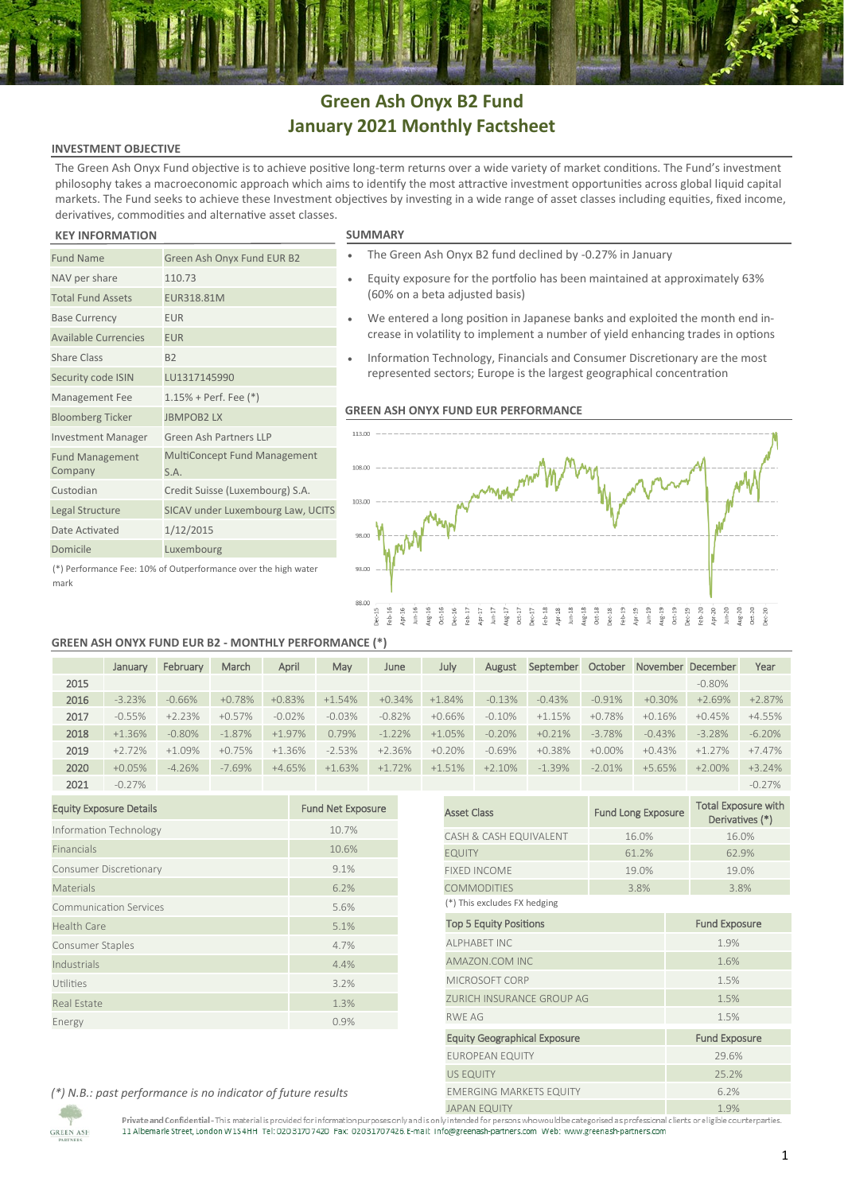# Green Ash Onyx B2 Fund
# January 2021 Monthly Factsheet

## INVESTMENT OBJECTIVE

The Green Ash Onyx Fund objective is to achieve positive long-term returns over a wide variety of market conditions. The Fund's investment philosophy takes a macroeconomic approach which aims to identify the most attractive investment opportunities across global liquid capital markets. The Fund seeks to achieve these Investment objectives by investing in a wide range of asset classes including equities, fixed income, derivatives, commodities and alternative asset classes.

## KEY INFORMATION

| | |
|---|---|
| Fund Name | Green Ash Onyx Fund EUR B2 |
| NAV per share | 110.73 |
| Total Fund Assets | EUR318.81M |
| Base Currency | EUR |
| Available Currencies | EUR |
| Share Class | B2 |
| Security code ISIN | LU1317145990 |
| Management Fee | 1.15% + Perf. Fee (*) |
| Bloomberg Ticker | JBMPOB2 LX |
| Investment Manager | Green Ash Partners LLP |
| Fund Management Company | MultiConcept Fund Management S.A. |
| Custodian | Credit Suisse (Luxembourg) S.A. |
| Legal Structure | SICAV under Luxembourg Law, UCITS |
| Date Activated | 1/12/2015 |
| Domicile | Luxembourg |

(*) Performance Fee: 10% of Outperformance over the high water mark

## SUMMARY

- The Green Ash Onyx B2 fund declined by -0.27% in January
- Equity exposure for the portfolio has been maintained at approximately 63% (60% on a beta adjusted basis)
- We entered a long position in Japanese banks and exploited the month end increase in volatility to implement a number of yield enhancing trades in options
- Information Technology, Financials and Consumer Discretionary are the most represented sectors; Europe is the largest geographical concentration

## GREEN ASH ONYX FUND EUR PERFORMANCE

## GREEN ASH ONYX FUND EUR B2 - MONTHLY PERFORMANCE (*)

| | January | February | March | April | May | June | July | August | September | October | November | December | Year |
|---|---|---|---|---|---|---|---|---|---|---|---|---|---|
| 2015 | | | | | | | | | | | | -0.80% | |
| 2016 | -3.23% | -0.66% | +0.78% | +0.83% | +1.54% | +0.34% | +1.84% | -0.13% | -0.43% | -0.91% | +0.30% | +2.69% | +2.87% |
| 2017 | -0.55% | +2.23% | +0.57% | -0.02% | -0.03% | -0.82% | +0.66% | -0.10% | +1.15% | +0.78% | +0.16% | +0.45% | +4.55% |
| 2018 | +1.36% | -0.80% | -1.87% | +1.97% | 0.79% | -1.22% | +1.05% | -0.20% | +0.21% | -3.78% | -0.43% | -3.28% | -6.20% |
| 2019 | +2.72% | +1.09% | +0.75% | +1.36% | -2.53% | +2.36% | +0.20% | -0.69% | +0.38% | +0.00% | +0.43% | +1.27% | +7.47% |
| 2020 | +0.05% | -4.26% | -7.69% | +4.65% | +1.63% | +1.72% | +1.51% | +2.10% | -1.39% | -2.01% | +5.65% | +2.00% | +3.24% |
| 2021 | -0.27% | | | | | | | | | | | | -0.27% |

| Equity Exposure Details | Fund Net Exposure |
|---|---|
| Information Technology | 10.7% |
| Financials | 10.6% |
| Consumer Discretionary | 9.1% |
| Materials | 6.2% |
| Communication Services | 5.6% |
| Health Care | 5.1% |
| Consumer Staples | 4.7% |
| Industrials | 4.4% |
| Utilities | 3.2% |
| Real Estate | 1.3% |
| Energy | 0.9% |

| Asset Class | Fund Long Exposure | Total Exposure with Derivatives (*) |
|---|---|---|
| CASH & CASH EQUIVALENT | 16.0% | 16.0% |
| EQUITY | 61.2% | 62.9% |
| FIXED INCOME | 19.0% | 19.0% |
| COMMODITIES | 3.8% | 3.8% |

(*) This excludes FX hedging

| Top 5 Equity Positions | Fund Exposure |
|---|---|
| ALPHABET INC | 1.9% |
| AMAZON.COM INC | 1.6% |
| MICROSOFT CORP | 1.5% |
| ZURICH INSURANCE GROUP AG | 1.5% |
| RWE AG | 1.5% |

| Equity Geographical Exposure | Fund Exposure |
|---|---|
| EUROPEAN EQUITY | 29.6% |
| US EQUITY | 25.2% |
| EMERGING MARKETS EQUITY | 6.2% |
| JAPAN EQUITY | 1.9% |

*(*) N.B.: past performance is no indicator of future results*

**Private and Confidential** - This material is provided for information purposes only and is only intended for persons who would be categorised as professional clients or eligible counterparties.
11 Albemarle Street, London W1S 4HH Tel: 02031707420 Fax: 02031707426 E-mail: info@greenash-partners.com Web: www.greenash-partners.com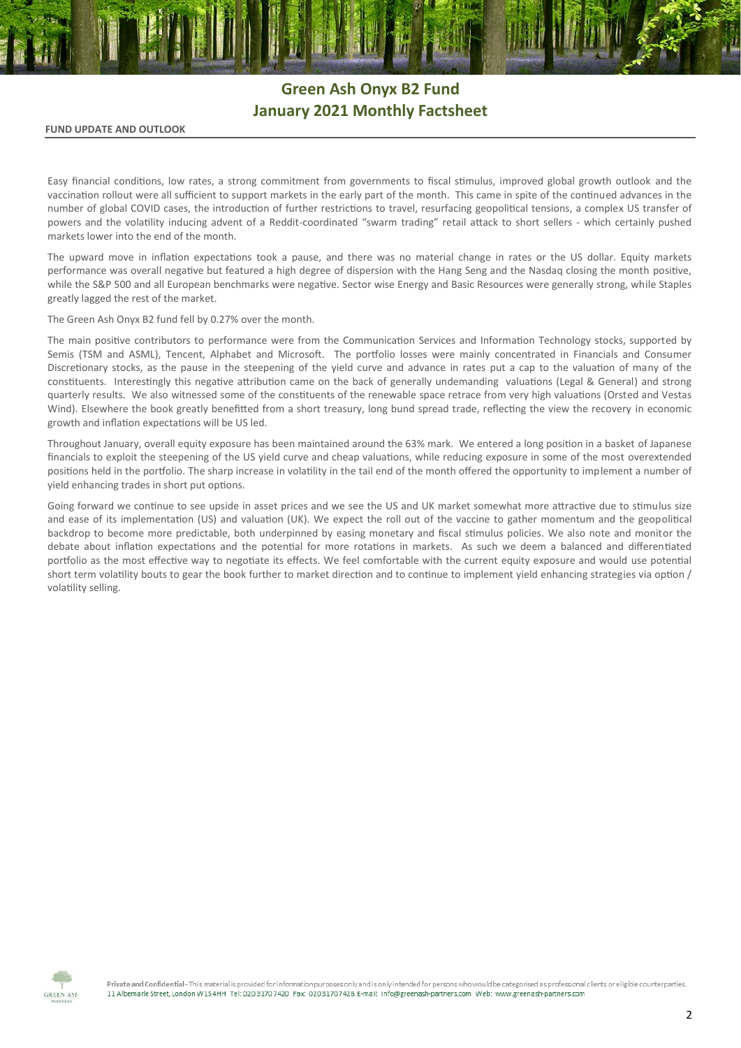# Green Ash Onyx B2 Fund
## January 2021 Monthly Factsheet

**FUND UPDATE AND OUTLOOK**

Easy financial conditions, low rates, a strong commitment from governments to fiscal stimulus, improved global growth outlook and the vaccination rollout were all sufficient to support markets in the early part of the month. This came in spite of the continued advances in the number of global COVID cases, the introduction of further restrictions to travel, resurfacing geopolitical tensions, a complex US transfer of powers and the volatility inducing advent of a Reddit-coordinated "swarm trading" retail attack to short sellers - which certainly pushed markets lower into the end of the month.

The upward move in inflation expectations took a pause, and there was no material change in rates or the US dollar. Equity markets performance was overall negative but featured a high degree of dispersion with the Hang Seng and the Nasdaq closing the month positive, while the S&P 500 and all European benchmarks were negative. Sector wise Energy and Basic Resources were generally strong, while Staples greatly lagged the rest of the market.

The Green Ash Onyx B2 fund fell by 0.27% over the month.

The main positive contributors to performance were from the Communication Services and Information Technology stocks, supported by Semis (TSM and ASML), Tencent, Alphabet and Microsoft. The portfolio losses were mainly concentrated in Financials and Consumer Discretionary stocks, as the pause in the steepening of the yield curve and advance in rates put a cap to the valuation of many of the constituents. Interestingly this negative attribution came on the back of generally undemanding valuations (Legal & General) and strong quarterly results. We also witnessed some of the constituents of the renewable space retrace from very high valuations (Orsted and Vestas Wind). Elsewhere the book greatly benefitted from a short treasury, long bund spread trade, reflecting the view the recovery in economic growth and inflation expectations will be US led.

Throughout January, overall equity exposure has been maintained around the 63% mark. We entered a long position in a basket of Japanese financials to exploit the steepening of the US yield curve and cheap valuations, while reducing exposure in some of the most overextended positions held in the portfolio. The sharp increase in volatility in the tail end of the month offered the opportunity to implement a number of yield enhancing trades in short put options.

Going forward we continue to see upside in asset prices and we see the US and UK market somewhat more attractive due to stimulus size and ease of its implementation (US) and valuation (UK). We expect the roll out of the vaccine to gather momentum and the geopolitical backdrop to become more predictable, both underpinned by easing monetary and fiscal stimulus policies. We also note and monitor the debate about inflation expectations and the potential for more rotations in markets. As such we deem a balanced and differentiated portfolio as the most effective way to negotiate its effects. We feel comfortable with the current equity exposure and would use potential short term volatility bouts to gear the book further to market direction and to continue to implement yield enhancing strategies via option / volatility selling.

**Private and Confidential** - This material is provided for information purposes only and is only intended for persons who would be categorised as professional clients or eligible counterparties.
11 Albemarle Street, London W1S 4HH Tel: 02031707420 Fax: 02031707426 E-mail: info@greenash-partners.com Web: www.greenash-partners.com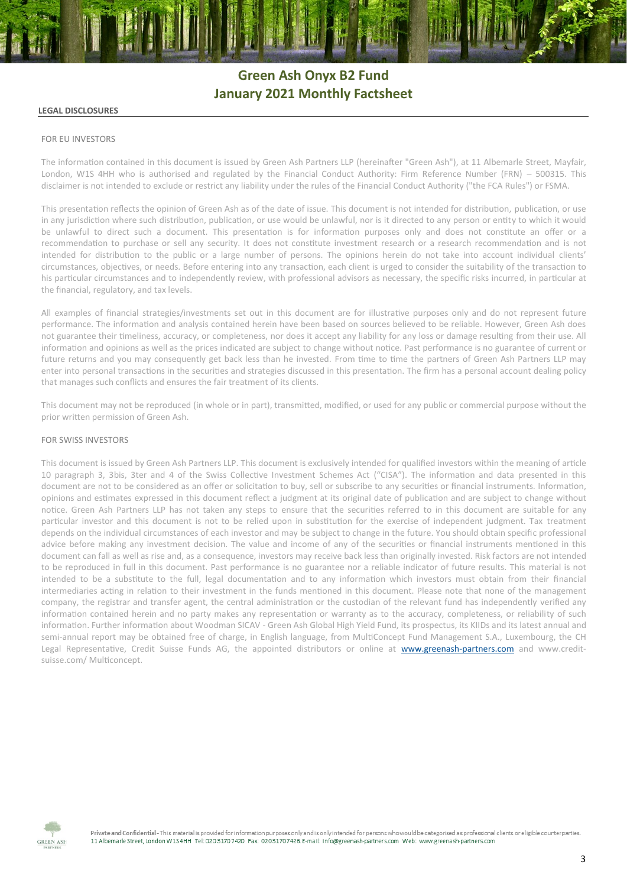# Green Ash Onyx B2 Fund
# January 2021 Monthly Factsheet

**LEGAL DISCLOSURES**

FOR EU INVESTORS

The information contained in this document is issued by Green Ash Partners LLP (hereinafter "Green Ash"), at 11 Albemarle Street, Mayfair, London, W1S 4HH who is authorised and regulated by the Financial Conduct Authority: Firm Reference Number (FRN) – 500315. This disclaimer is not intended to exclude or restrict any liability under the rules of the Financial Conduct Authority ("the FCA Rules") or FSMA.

This presentation reflects the opinion of Green Ash as of the date of issue. This document is not intended for distribution, publication, or use in any jurisdiction where such distribution, publication, or use would be unlawful, nor is it directed to any person or entity to which it would be unlawful to direct such a document. This presentation is for information purposes only and does not constitute an offer or a recommendation to purchase or sell any security. It does not constitute investment research or a research recommendation and is not intended for distribution to the public or a large number of persons. The opinions herein do not take into account individual clients' circumstances, objectives, or needs. Before entering into any transaction, each client is urged to consider the suitability of the transaction to his particular circumstances and to independently review, with professional advisors as necessary, the specific risks incurred, in particular at the financial, regulatory, and tax levels.

All examples of financial strategies/investments set out in this document are for illustrative purposes only and do not represent future performance. The information and analysis contained herein have been based on sources believed to be reliable. However, Green Ash does not guarantee their timeliness, accuracy, or completeness, nor does it accept any liability for any loss or damage resulting from their use. All information and opinions as well as the prices indicated are subject to change without notice. Past performance is no guarantee of current or future returns and you may consequently get back less than he invested. From time to time the partners of Green Ash Partners LLP may enter into personal transactions in the securities and strategies discussed in this presentation. The firm has a personal account dealing policy that manages such conflicts and ensures the fair treatment of its clients.

This document may not be reproduced (in whole or in part), transmitted, modified, or used for any public or commercial purpose without the prior written permission of Green Ash.

FOR SWISS INVESTORS

This document is issued by Green Ash Partners LLP. This document is exclusively intended for qualified investors within the meaning of article 10 paragraph 3, 3bis, 3ter and 4 of the Swiss Collective Investment Schemes Act ("CISA"). The information and data presented in this document are not to be considered as an offer or solicitation to buy, sell or subscribe to any securities or financial instruments. Information, opinions and estimates expressed in this document reflect a judgment at its original date of publication and are subject to change without notice. Green Ash Partners LLP has not taken any steps to ensure that the securities referred to in this document are suitable for any particular investor and this document is not to be relied upon in substitution for the exercise of independent judgment. Tax treatment depends on the individual circumstances of each investor and may be subject to change in the future. You should obtain specific professional advice before making any investment decision. The value and income of any of the securities or financial instruments mentioned in this document can fall as well as rise and, as a consequence, investors may receive back less than originally invested. Risk factors are not intended to be reproduced in full in this document. Past performance is no guarantee nor a reliable indicator of future results. This material is not intended to be a substitute to the full, legal documentation and to any information which investors must obtain from their financial intermediaries acting in relation to their investment in the funds mentioned in this document. Please note that none of the management company, the registrar and transfer agent, the central administration or the custodian of the relevant fund has independently verified any information contained herein and no party makes any representation or warranty as to the accuracy, completeness, or reliability of such information. Further information about Woodman SICAV - Green Ash Global High Yield Fund, its prospectus, its KIIDs and its latest annual and semi-annual report may be obtained free of charge, in English language, from MultiConcept Fund Management S.A., Luxembourg, the CH Legal Representative, Credit Suisse Funds AG, the appointed distributors or online at www.greenash-partners.com and www.credit-suisse.com/ Multiconcept.

**Private and Confidential** - This material is provided for information purposes only and is only intended for persons who would be categorised as professional clients or eligible counterparties.
11 Albemarle Street, London W1S 4HH Tel: 02031707420 Fax: 02031707426 E-mail: info@greenash-partners.com Web: www.greenash-partners.com